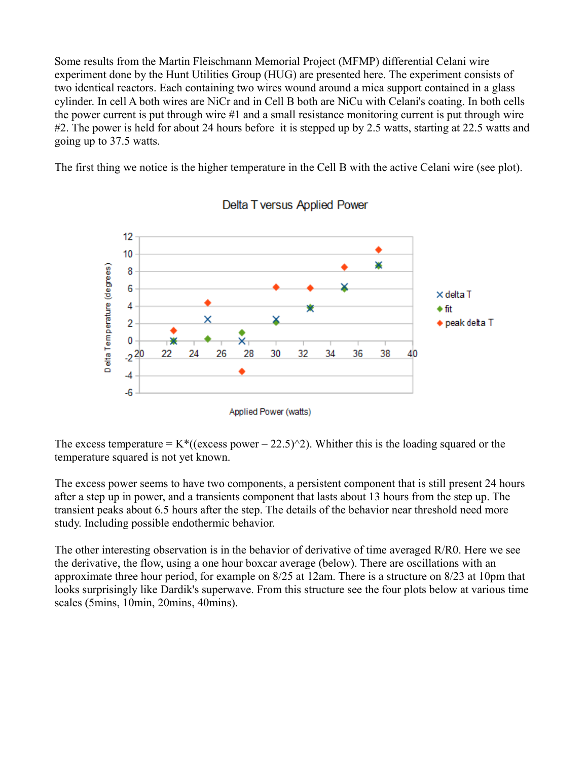Some results from the Martin Fleischmann Memorial Project (MFMP) differential Celani wire experiment done by the Hunt Utilities Group (HUG) are presented here. The experiment consists of two identical reactors. Each containing two wires wound around a mica support contained in a glass cylinder. In cell A both wires are NiCr and in Cell B both are NiCu with Celani's coating. In both cells the power current is put through wire #1 and a small resistance monitoring current is put through wire #2. The power is held for about 24 hours before it is stepped up by 2.5 watts, starting at 22.5 watts and going up to 37.5 watts.

The first thing we notice is the higher temperature in the Cell B with the active Celani wire (see plot).

The excess temperature = K*((excess power – 22.5)^2). Whither this is the loading squared or the temperature squared is not yet known.

The excess power seems to have two components, a persistent component that is still present 24 hours after a step up in power, and a transients component that lasts about 13 hours from the step up. The transient peaks about 6.5 hours after the step. The details of the behavior near threshold need more study. Including possible endothermic behavior.

The other interesting observation is in the behavior of derivative of time averaged R/R0. Here we see the derivative, the flow, using a one hour boxcar average (below). There are oscillations with an approximate three hour period, for example on 8/25 at 12am. There is a structure on 8/23 at 10pm that looks surprisingly like Dardik's superwave. From this structure see the four plots below at various time scales (5mins, 10min, 20mins, 40mins).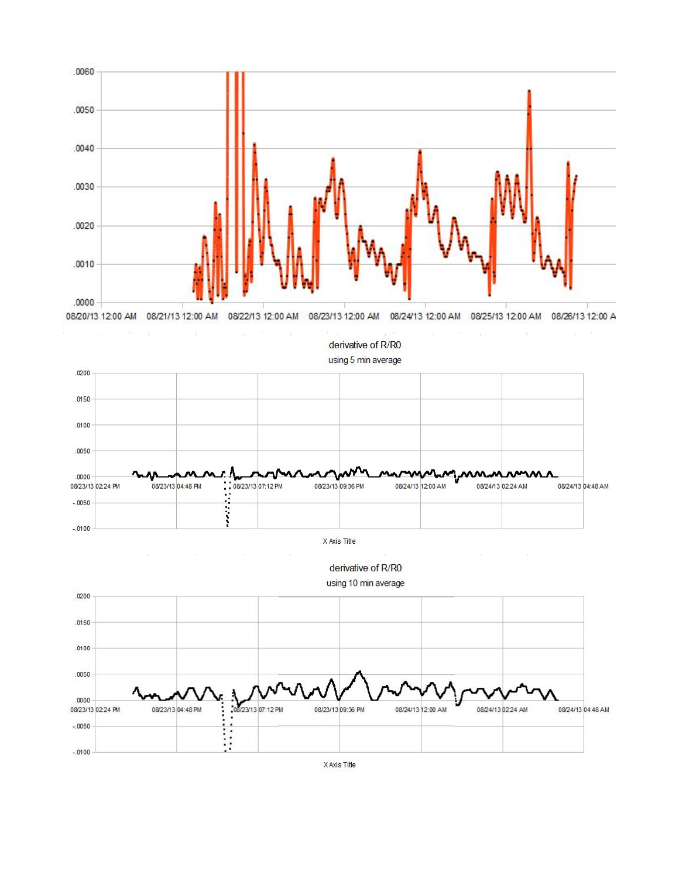derivative of R/R0

using 5 min average

X Axis Title

derivative of R/R0

using 10 min average

X Axis Title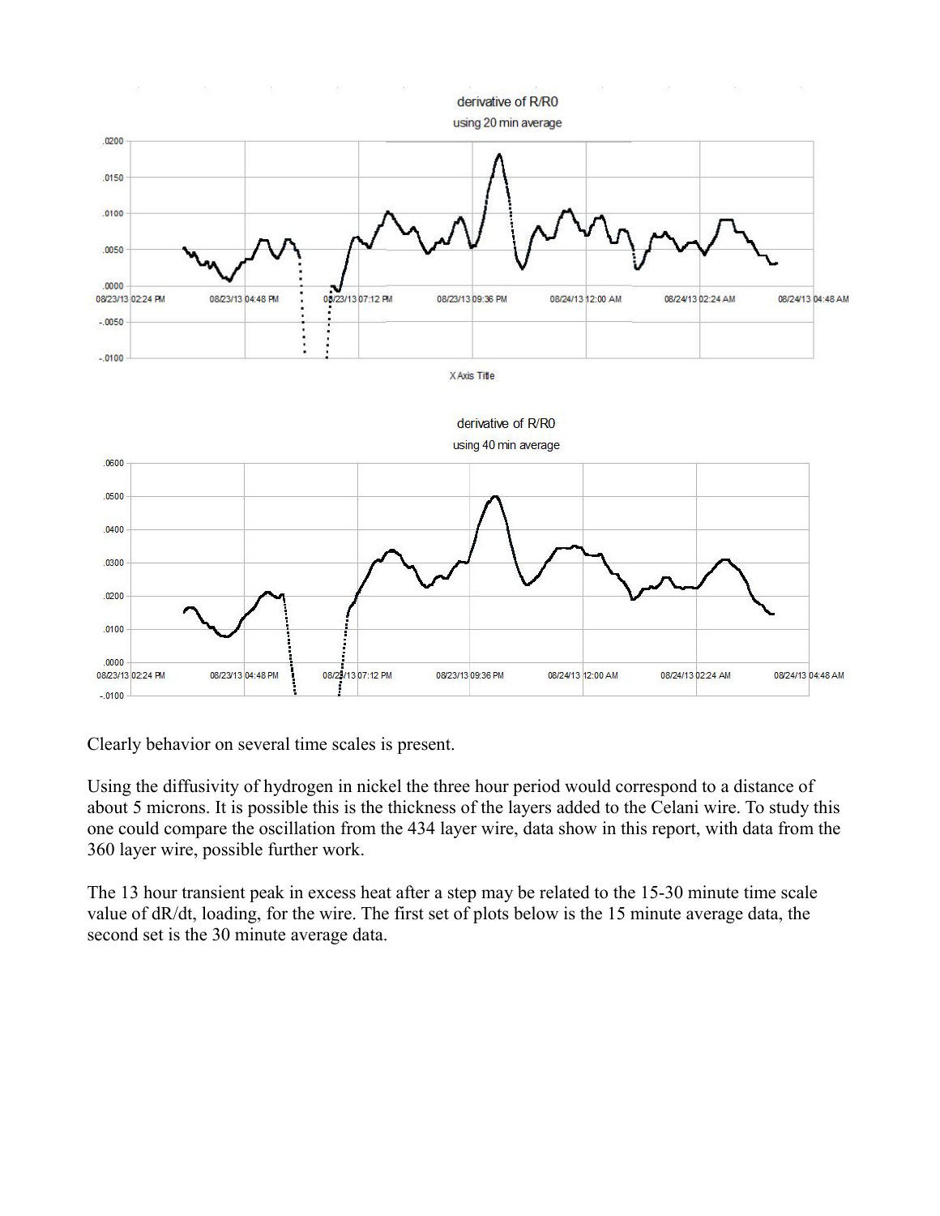Clearly behavior on several time scales is present.

Using the diffusivity of hydrogen in nickel the three hour period would correspond to a distance of about 5 microns. It is possible this is the thickness of the layers added to the Celani wire. To study this one could compare the oscillation from the 434 layer wire, data show in this report, with data from the 360 layer wire, possible further work.

The 13 hour transient peak in excess heat after a step may be related to the 15-30 minute time scale value of dR/dt, loading, for the wire. The first set of plots below is the 15 minute average data, the second set is the 30 minute average data.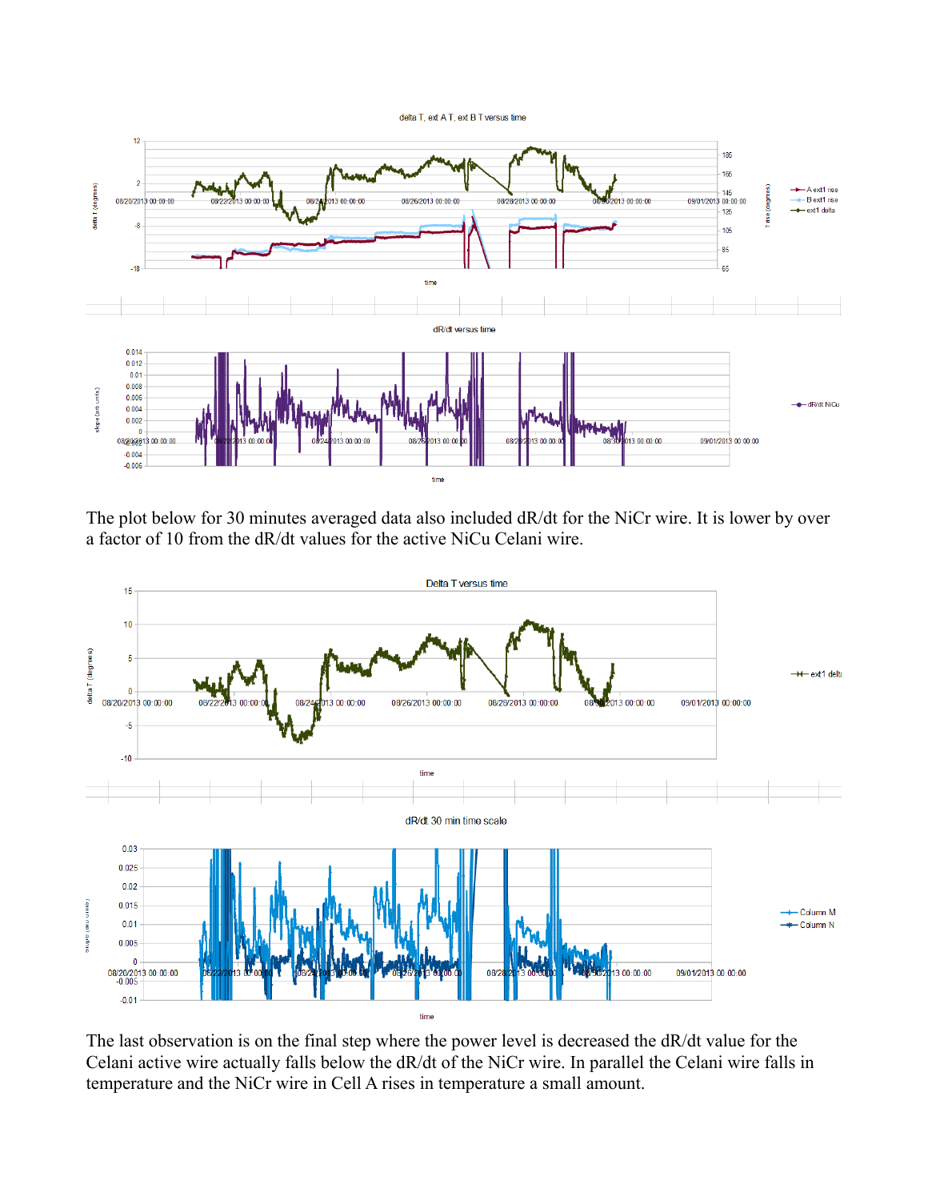The plot below for 30 minutes averaged data also included dR/dt for the NiCr wire. It is lower by over a factor of 10 from the dR/dt values for the active NiCu Celani wire.

The last observation is on the final step where the power level is decreased the dR/dt value for the Celani active wire actually falls below the dR/dt of the NiCr wire. In parallel the Celani wire falls in temperature and the NiCr wire in Cell A rises in temperature a small amount.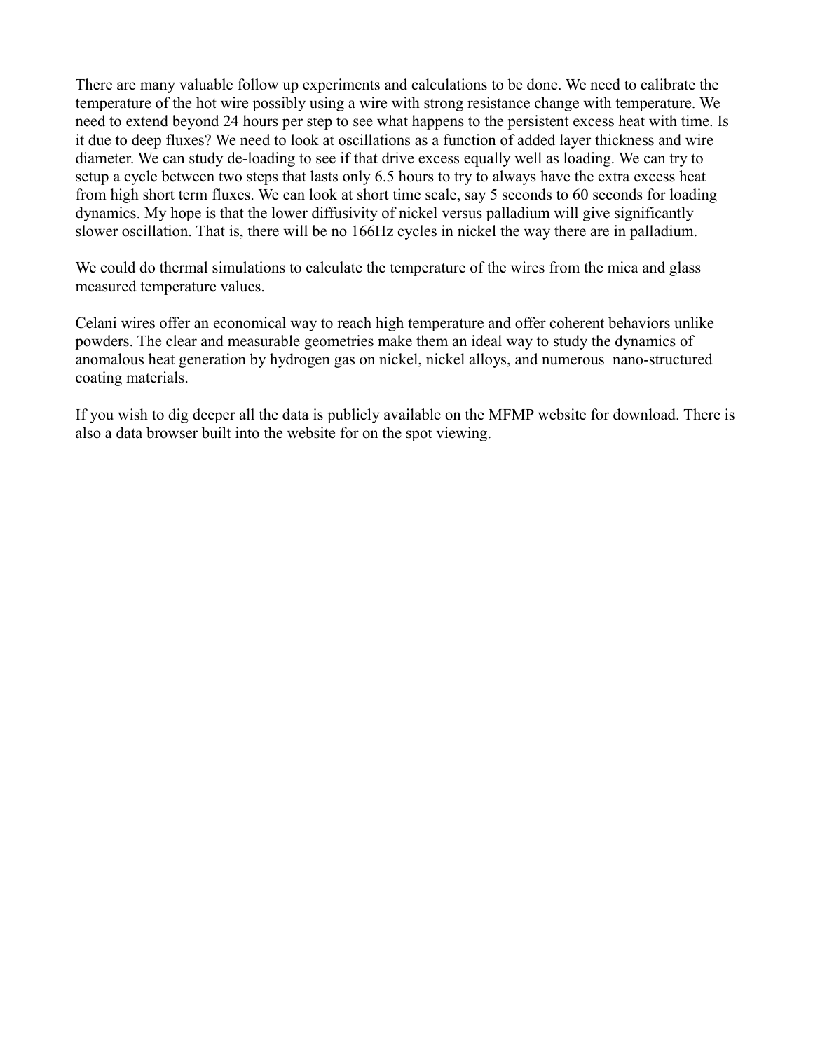There are many valuable follow up experiments and calculations to be done. We need to calibrate the temperature of the hot wire possibly using a wire with strong resistance change with temperature. We need to extend beyond 24 hours per step to see what happens to the persistent excess heat with time. Is it due to deep fluxes? We need to look at oscillations as a function of added layer thickness and wire diameter. We can study de-loading to see if that drive excess equally well as loading. We can try to setup a cycle between two steps that lasts only 6.5 hours to try to always have the extra excess heat from high short term fluxes. We can look at short time scale, say 5 seconds to 60 seconds for loading dynamics. My hope is that the lower diffusivity of nickel versus palladium will give significantly slower oscillation. That is, there will be no 166Hz cycles in nickel the way there are in palladium.

We could do thermal simulations to calculate the temperature of the wires from the mica and glass measured temperature values.

Celani wires offer an economical way to reach high temperature and offer coherent behaviors unlike powders. The clear and measurable geometries make them an ideal way to study the dynamics of anomalous heat generation by hydrogen gas on nickel, nickel alloys, and numerous nano-structured coating materials.

If you wish to dig deeper all the data is publicly available on the MFMP website for download. There is also a data browser built into the website for on the spot viewing.